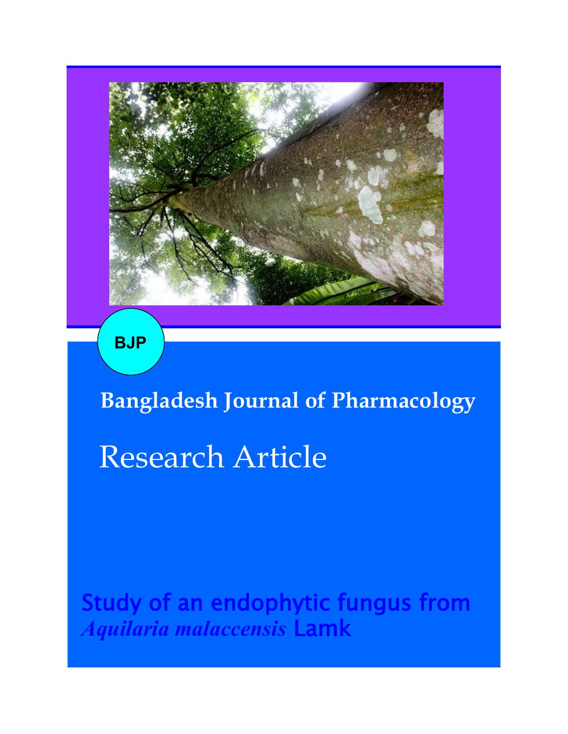BJP

**Bangladesh Journal of Pharmacology**

# Research Article

## Study of an endophytic fungus from *Aquilaria malaccensis* Lamk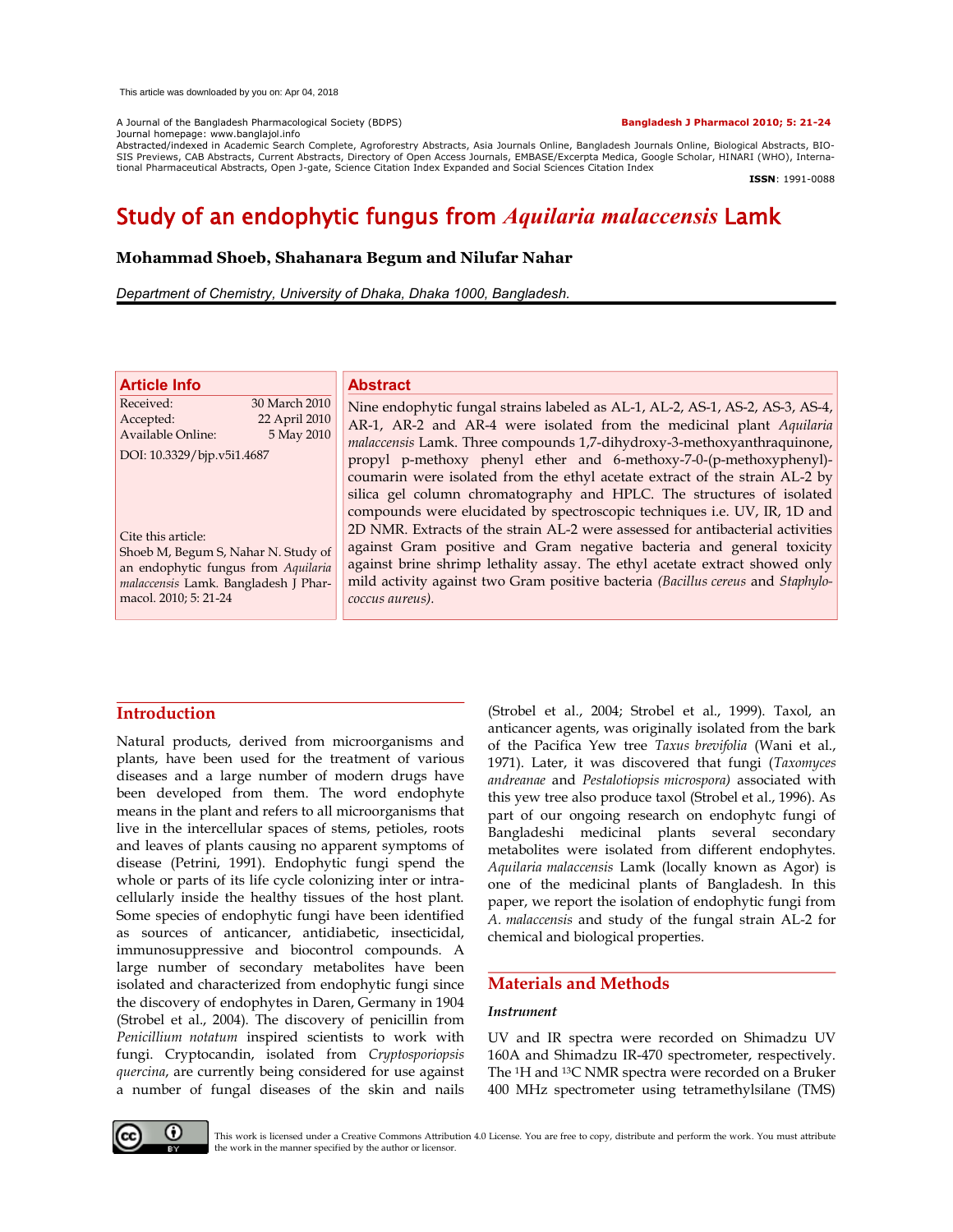This article was downloaded by you on: Apr 04, 2018

A Journal of the Bangladesh Pharmacological Society (BDPS)
Journal homepage: www.banglajol.info
Abstracted/indexed in Academic Search Complete, Agroforestry Abstracts, Asia Journals Online, Bangladesh Journals Online, Biological Abstracts, BIOSIS Previews, CAB Abstracts, Current Abstracts, Directory of Open Access Journals, EMBASE/Excerpta Medica, Google Scholar, HINARI (WHO), International Pharmaceutical Abstracts, Open J-gate, Science Citation Index Expanded and Social Sciences Citation Index

**Bangladesh J Pharmacol 2010; 5: 21-24**

**ISSN**: 1991-0088

# Study of an endophytic fungus from *Aquilaria malaccensis* Lamk

**Mohammad Shoeb, Shahanara Begum and Nilufar Nahar**

*Department of Chemistry, University of Dhaka, Dhaka 1000, Bangladesh.*

## Article Info

| | |
|---|---|
| Received: | 30 March 2010 |
| Accepted: | 22 April 2010 |
| Available Online: | 5 May 2010 |

DOI: 10.3329/bjp.v5i1.4687

Cite this article:
Shoeb M, Begum S, Nahar N. Study of an endophytic fungus from *Aquilaria malaccensis* Lamk. Bangladesh J Pharmacol. 2010; 5: 21-24

## Abstract

Nine endophytic fungal strains labeled as AL-1, AL-2, AS-1, AS-2, AS-3, AS-4, AR-1, AR-2 and AR-4 were isolated from the medicinal plant *Aquilaria malaccensis* Lamk. Three compounds 1,7-dihydroxy-3-methoxyanthraquinone, propyl p-methoxy phenyl ether and 6-methoxy-7-0-(p-methoxyphenyl)-coumarin were isolated from the ethyl acetate extract of the strain AL-2 by silica gel column chromatography and HPLC. The structures of isolated compounds were elucidated by spectroscopic techniques i.e. UV, IR, 1D and 2D NMR. Extracts of the strain AL-2 were assessed for antibacterial activities against Gram positive and Gram negative bacteria and general toxicity against brine shrimp lethality assay. The ethyl acetate extract showed only mild activity against two Gram positive bacteria *(Bacillus cereus* and *Staphylococcus aureus).*

## Introduction

Natural products, derived from microorganisms and plants, have been used for the treatment of various diseases and a large number of modern drugs have been developed from them. The word endophyte means in the plant and refers to all microorganisms that live in the intercellular spaces of stems, petioles, roots and leaves of plants causing no apparent symptoms of disease (Petrini, 1991). Endophytic fungi spend the whole or parts of its life cycle colonizing inter or intracellularly inside the healthy tissues of the host plant. Some species of endophytic fungi have been identified as sources of anticancer, antidiabetic, insecticidal, immunosuppressive and biocontrol compounds. A large number of secondary metabolites have been isolated and characterized from endophytic fungi since the discovery of endophytes in Daren, Germany in 1904 (Strobel et al., 2004). The discovery of penicillin from *Penicillium notatum* inspired scientists to work with fungi. Cryptocandin, isolated from *Cryptosporiopsis quercina*, are currently being considered for use against a number of fungal diseases of the skin and nails (Strobel et al., 2004; Strobel et al., 1999). Taxol, an anticancer agents, was originally isolated from the bark of the Pacifica Yew tree *Taxus brevifolia* (Wani et al., 1971). Later, it was discovered that fungi (*Taxomyces andreanae* and *Pestalotiopsis microspora)* associated with this yew tree also produce taxol (Strobel et al., 1996). As part of our ongoing research on endophytc fungi of Bangladeshi medicinal plants several secondary metabolites were isolated from different endophytes. *Aquilaria malaccensis* Lamk (locally known as Agor) is one of the medicinal plants of Bangladesh. In this paper, we report the isolation of endophytic fungi from *A. malaccensis* and study of the fungal strain AL-2 for chemical and biological properties.

## Materials and Methods

### *Instrument*

UV and IR spectra were recorded on Shimadzu UV 160A and Shimadzu IR-470 spectrometer, respectively. The $^{1}H$ and $^{13}C$ NMR spectra were recorded on a Bruker 400 MHz spectrometer using tetramethylsilane (TMS)

This work is licensed under a Creative Commons Attribution 4.0 License. You are free to copy, distribute and perform the work. You must attribute the work in the manner specified by the author or licensor.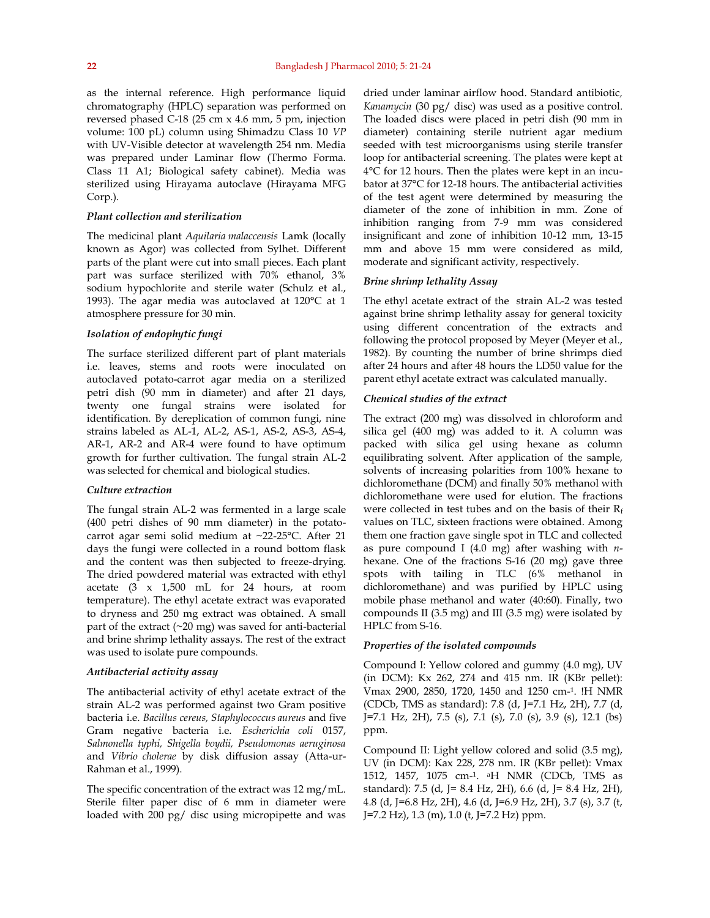as the internal reference. High performance liquid chromatography (HPLC) separation was performed on reversed phased C-18 (25 cm x 4.6 mm, 5 pm, injection volume: 100 pL) column using Shimadzu Class 10 *VP* with UV-Visible detector at wavelength 254 nm. Media was prepared under Laminar flow (Thermo Forma. Class 11 A1; Biological safety cabinet). Media was sterilized using Hirayama autoclave (Hirayama MFG Corp.).

### *Plant collection and sterilization*

The medicinal plant *Aquilaria malaccensis* Lamk (locally known as Agor) was collected from Sylhet. Different parts of the plant were cut into small pieces. Each plant part was surface sterilized with 70% ethanol, 3% sodium hypochlorite and sterile water (Schulz et al., 1993). The agar media was autoclaved at 120°C at 1 atmosphere pressure for 30 min.

### *Isolation of endophytic fungi*

The surface sterilized different part of plant materials i.e. leaves, stems and roots were inoculated on autoclaved potato-carrot agar media on a sterilized petri dish (90 mm in diameter) and after 21 days, twenty one fungal strains were isolated for identification. By dereplication of common fungi, nine strains labeled as AL-1, AL-2, AS-1, AS-2, AS-3, AS-4, AR-1, AR-2 and AR-4 were found to have optimum growth for further cultivation. The fungal strain AL-2 was selected for chemical and biological studies.

### *Culture extraction*

The fungal strain AL-2 was fermented in a large scale (400 petri dishes of 90 mm diameter) in the potato-carrot agar semi solid medium at ~22-25°C. After 21 days the fungi were collected in a round bottom flask and the content was then subjected to freeze-drying. The dried powdered material was extracted with ethyl acetate (3 x 1,500 mL for 24 hours, at room temperature). The ethyl acetate extract was evaporated to dryness and 250 mg extract was obtained. A small part of the extract (~20 mg) was saved for anti-bacterial and brine shrimp lethality assays. The rest of the extract was used to isolate pure compounds.

### *Antibacterial activity assay*

The antibacterial activity of ethyl acetate extract of the strain AL-2 was performed against two Gram positive bacteria i.e. *Bacillus cereus, Staphylococcus aureus* and five Gram negative bacteria i.e. *Escherichia coli* 0157, *Salmonella typhi, Shigella boydii, Pseudomonas aeruginosa* and *Vibrio cholerae* by disk diffusion assay (Atta-ur-Rahman et al., 1999).

The specific concentration of the extract was 12 mg/mL. Sterile filter paper disc of 6 mm in diameter were loaded with 200 pg/ disc using micropipette and was dried under laminar airflow hood. Standard antibiotic, *Kanamycin* (30 pg/ disc) was used as a positive control. The loaded discs were placed in petri dish (90 mm in diameter) containing sterile nutrient agar medium seeded with test microorganisms using sterile transfer loop for antibacterial screening. The plates were kept at 4°C for 12 hours. Then the plates were kept in an incubator at 37°C for 12-18 hours. The antibacterial activities of the test agent were determined by measuring the diameter of the zone of inhibition in mm. Zone of inhibition ranging from 7-9 mm was considered insignificant and zone of inhibition 10-12 mm, 13-15 mm and above 15 mm were considered as mild, moderate and significant activity, respectively.

### *Brine shrimp lethality Assay*

The ethyl acetate extract of the strain AL-2 was tested against brine shrimp lethality assay for general toxicity using different concentration of the extracts and following the protocol proposed by Meyer (Meyer et al., 1982). By counting the number of brine shrimps died after 24 hours and after 48 hours the LD50 value for the parent ethyl acetate extract was calculated manually.

### *Chemical studies of the extract*

The extract (200 mg) was dissolved in chloroform and silica gel (400 mg) was added to it. A column was packed with silica gel using hexane as column equilibrating solvent. After application of the sample, solvents of increasing polarities from 100% hexane to dichloromethane (DCM) and finally 50% methanol with dichloromethane were used for elution. The fractions were collected in test tubes and on the basis of their $R_f$ values on TLC, sixteen fractions were obtained. Among them one fraction gave single spot in TLC and collected as pure compound I (4.0 mg) after washing with *n*-hexane. One of the fractions S-16 (20 mg) gave three spots with tailing in TLC (6% methanol in dichloromethane) and was purified by HPLC using mobile phase methanol and water (40:60). Finally, two compounds II (3.5 mg) and III (3.5 mg) were isolated by HPLC from S-16.

### *Properties of the isolated compounds*

Compound I: Yellow colored and gummy (4.0 mg), UV (in DCM): Kx 262, 274 and 415 nm. IR (KBr pellet): Vmax 2900, 2850, 1720, 1450 and 1250 cm-1. !H NMR (CDCb, TMS as standard): 7.8 (d, J=7.1 Hz, 2H), 7.7 (d, J=7.1 Hz, 2H), 7.5 (s), 7.1 (s), 7.0 (s), 3.9 (s), 12.1 (bs) ppm.

Compound II: Light yellow colored and solid (3.5 mg), UV (in DCM): Kax 228, 278 nm. IR (KBr pellet): Vmax 1512, 1457, 1075 cm-1. aH NMR (CDCb, TMS as standard): 7.5 (d, J= 8.4 Hz, 2H), 6.6 (d, J= 8.4 Hz, 2H), 4.8 (d, J=6.8 Hz, 2H), 4.6 (d, J=6.9 Hz, 2H), 3.7 (s), 3.7 (t, J=7.2 Hz), 1.3 (m), 1.0 (t, J=7.2 Hz) ppm.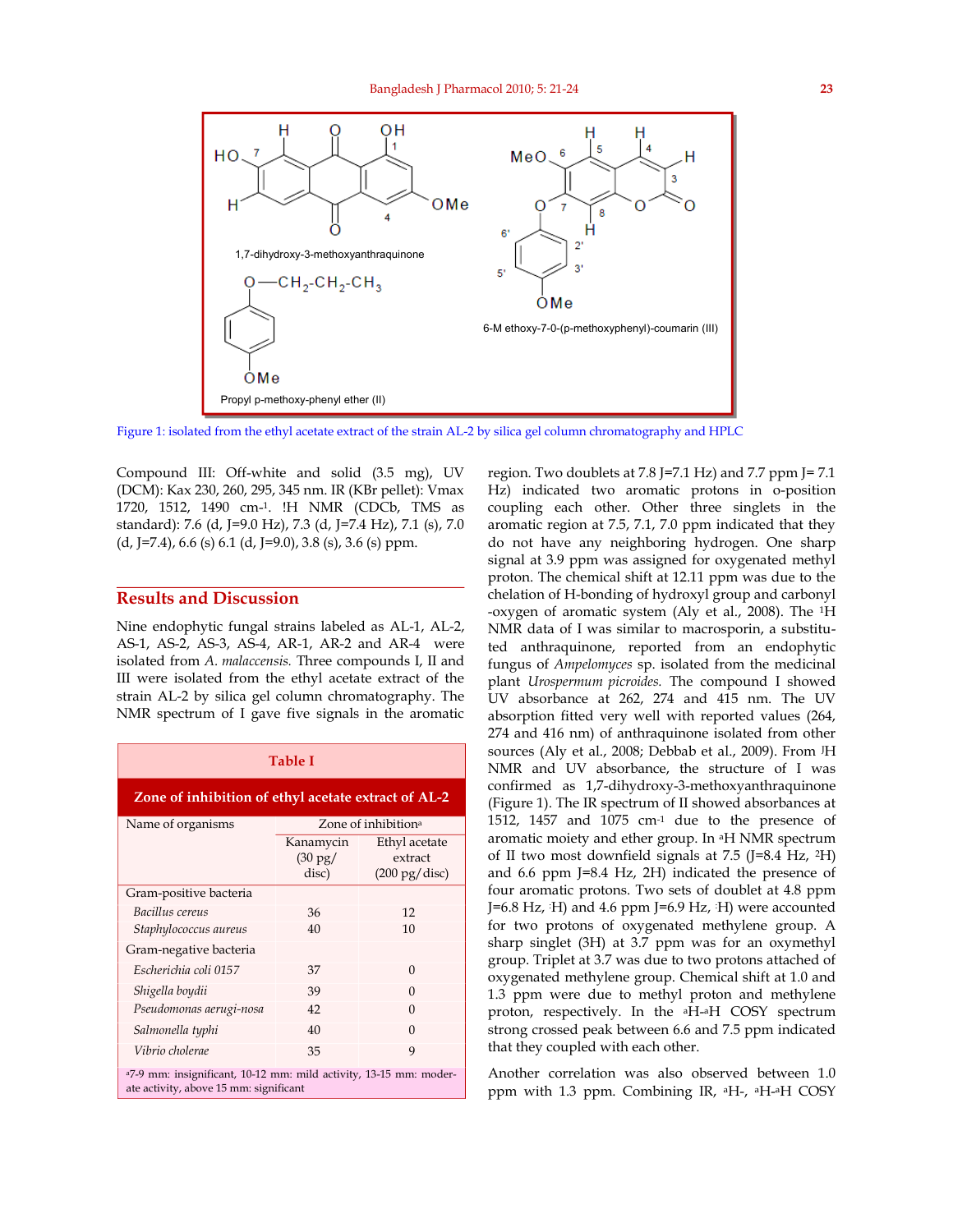Figure 1: isolated from the ethyl acetate extract of the strain AL-2 by silica gel column chromatography and HPLC

Compound III: Off-white and solid (3.5 mg), UV (DCM): Kax 230, 260, 295, 345 nm. IR (KBr pellet): Vmax 1720, 1512, 1490 cm-1. !H NMR (CDCb, TMS as standard): 7.6 (d, J=9.0 Hz), 7.3 (d, J=7.4 Hz), 7.1 (s), 7.0 (d, J=7.4), 6.6 (s) 6.1 (d, J=9.0), 3.8 (s), 3.6 (s) ppm.

## Results and Discussion

Nine endophytic fungal strains labeled as AL-1, AL-2, AS-1, AS-2, AS-3, AS-4, AR-1, AR-2 and AR-4 were isolated from *A. malaccensis.* Three compounds I, II and III were isolated from the ethyl acetate extract of the strain AL-2 by silica gel column chromatography. The NMR spectrum of I gave five signals in the aromatic region. Two doublets at 7.8 J=7.1 Hz) and 7.7 ppm J= 7.1 Hz) indicated two aromatic protons in o-position coupling each other. Other three singlets in the aromatic region at 7.5, 7.1, 7.0 ppm indicated that they do not have any neighboring hydrogen. One sharp signal at 3.9 ppm was assigned for oxygenated methyl proton. The chemical shift at 12.11 ppm was due to the chelation of H-bonding of hydroxyl group and carbonyl -oxygen of aromatic system (Aly et al., 2008). The $^1$H NMR data of I was similar to macrosporin, a substituted anthraquinone, reported from an endophytic fungus of *Ampelomyces* sp. isolated from the medicinal plant *Urospermum picroides.* The compound I showed UV absorbance at 262, 274 and 415 nm. The UV absorption fitted very well with reported values (264, 274 and 416 nm) of anthraquinone isolated from other sources (Aly et al., 2008; Debbab et al., 2009). From $^J$H NMR and UV absorbance, the structure of I was confirmed as 1,7-dihydroxy-3-methoxyanthraquinone (Figure 1). The IR spectrum of II showed absorbances at 1512, 1457 and 1075 cm-1 due to the presence of aromatic moiety and ether group. In aH NMR spectrum of II two most downfield signals at 7.5 (J=8.4 Hz, 2H) and 6.6 ppm J=8.4 Hz, 2H) indicated the presence of four aromatic protons. Two sets of doublet at 4.8 ppm J=6.8 Hz, H) and 4.6 ppm J=6.9 Hz, H) were accounted for two protons of oxygenated methylene group. A sharp singlet (3H) at 3.7 ppm was for an oxymethyl group. Triplet at 3.7 was due to two protons attached of oxygenated methylene group. Chemical shift at 1.0 and 1.3 ppm were due to methyl proton and methylene proton, respectively. In the aH-aH COSY spectrum strong crossed peak between 6.6 and 7.5 ppm indicated that they coupled with each other.

Another correlation was also observed between 1.0 ppm with 1.3 ppm. Combining IR, aH-, aH-aH COSY

| Table I | | |
|---|---|---|
| **Zone of inhibition of ethyl acetate extract of AL-2** | | |
| Name of organisms | Zone of inhibition[a] | |
| | Kanamycin (30 pg/ disc) | Ethyl acetate extract (200 pg/disc) |
| Gram-positive bacteria | | |
| *Bacillus cereus* | 36 | 12 |
| *Staphylococcus aureus* | 40 | 10 |
| Gram-negative bacteria | | |
| *Escherichia coli 0157* | 37 | 0 |
| *Shigella boydii* | 39 | 0 |
| *Pseudomonas aerugi-nosa* | 42 | 0 |
| *Salmonella typhi* | 40 | 0 |
| *Vibrio cholerae* | 35 | 9 |

[a]7-9 mm: insignificant, 10-12 mm: mild activity, 13-15 mm: moderate activity, above 15 mm: significant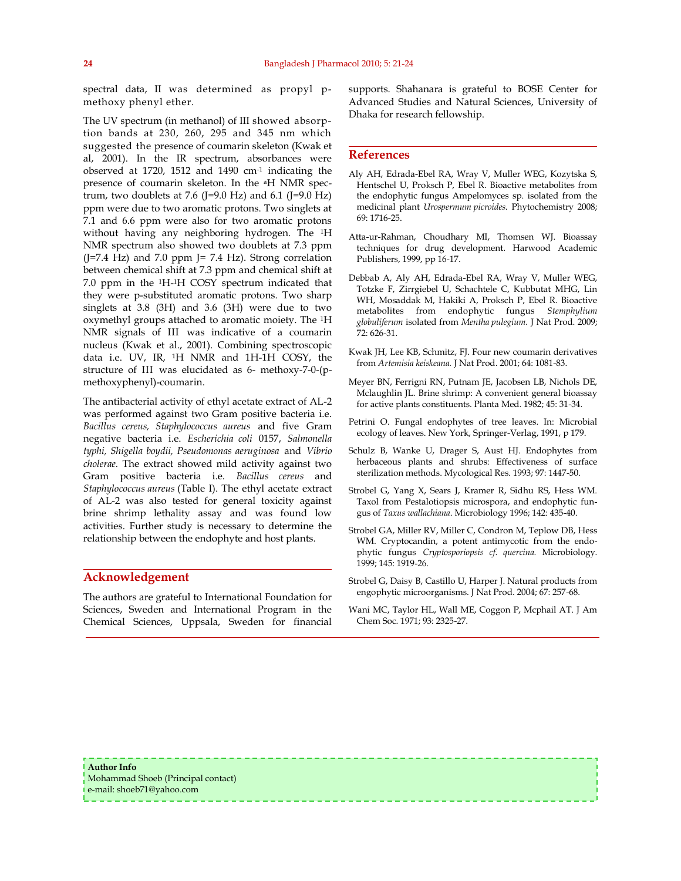spectral data, II was determined as propyl p-methoxy phenyl ether.

The UV spectrum (in methanol) of III showed absorption bands at 230, 260, 295 and 345 nm which suggested the presence of coumarin skeleton (Kwak et al, 2001). In the IR spectrum, absorbances were observed at 1720, 1512 and 1490 cm$^{-1}$ indicating the presence of coumarin skeleton. In the $^{a}$H NMR spectrum, two doublets at 7.6 (J=9.0 Hz) and 6.1 (J=9.0 Hz) ppm were due to two aromatic protons. Two singlets at 7.1 and 6.6 ppm were also for two aromatic protons without having any neighboring hydrogen. The $^{1}$H NMR spectrum also showed two doublets at 7.3 ppm (J=7.4 Hz) and 7.0 ppm J= 7.4 Hz). Strong correlation between chemical shift at 7.3 ppm and chemical shift at 7.0 ppm in the $^{1}$H-$^{1}$H COSY spectrum indicated that they were p-substituted aromatic protons. Two sharp singlets at 3.8 (3H) and 3.6 (3H) were due to two oxymethyl groups attached to aromatic moiety. The $^{1}$H NMR signals of III was indicative of a coumarin nucleus (Kwak et al., 2001). Combining spectroscopic data i.e. UV, IR, $^{1}$H NMR and 1H-1H COSY, the structure of III was elucidated as 6- methoxy-7-0-(p-methoxyphenyl)-coumarin.

The antibacterial activity of ethyl acetate extract of AL-2 was performed against two Gram positive bacteria i.e. *Bacillus cereus, Staphylococcus aureus* and five Gram negative bacteria i.e. *Escherichia coli* 0157, *Salmonella typhi, Shigella boydii, Pseudomonas aeruginosa* and *Vibrio cholerae*. The extract showed mild activity against two Gram positive bacteria i.e. *Bacillus cereus* and *Staphylococcus aureus* (Table I). The ethyl acetate extract of AL-2 was also tested for general toxicity against brine shrimp lethality assay and was found low activities. Further study is necessary to determine the relationship between the endophyte and host plants.

## Acknowledgement

The authors are grateful to International Foundation for Sciences, Sweden and International Program in the Chemical Sciences, Uppsala, Sweden for financial supports. Shahanara is grateful to BOSE Center for Advanced Studies and Natural Sciences, University of Dhaka for research fellowship.

## References

Aly AH, Edrada-Ebel RA, Wray V, Muller WEG, Kozytska S, Hentschel U, Proksch P, Ebel R. Bioactive metabolites from the endophytic fungus Ampelomyces sp. isolated from the medicinal plant *Urospermum picroides.* Phytochemistry 2008; 69: 1716-25.

Atta-ur-Rahman, Choudhary MI, Thomsen WJ. Bioassay techniques for drug development. Harwood Academic Publishers, 1999, pp 16-17.

Debbab A, Aly AH, Edrada-Ebel RA, Wray V, Muller WEG, Totzke F, Zirrgiebel U, Schachtele C, Kubbutat MHG, Lin WH, Mosaddak M, Hakiki A, Proksch P, Ebel R. Bioactive metabolites from endophytic fungus *Stemphylium globuliferum* isolated from *Mentha pulegium.* J Nat Prod. 2009; 72: 626-31.

Kwak JH, Lee KB, Schmitz, FJ. Four new coumarin derivatives from *Artemisia keiskeana.* J Nat Prod. 2001; 64: 1081-83.

Meyer BN, Ferrigni RN, Putnam JE, Jacobsen LB, Nichols DE, Mclaughlin JL. Brine shrimp: A convenient general bioassay for active plants constituents. Planta Med. 1982; 45: 31-34.

Petrini O. Fungal endophytes of tree leaves. In: Microbial ecology of leaves. New York, Springer-Verlag, 1991, p 179.

Schulz B, Wanke U, Drager S, Aust HJ. Endophytes from herbaceous plants and shrubs: Effectiveness of surface sterilization methods. Mycological Res. 1993; 97: 1447-50.

Strobel G, Yang X, Sears J, Kramer R, Sidhu RS, Hess WM. Taxol from Pestalotiopsis microspora, and endophytic fungus of *Taxus wallachiana.* Microbiology 1996; 142: 435-40.

Strobel GA, Miller RV, Miller C, Condron M, Teplow DB, Hess WM. Cryptocandin, a potent antimycotic from the endophytic fungus *Cryptosporiopsis cf. quercina.* Microbiology. 1999; 145: 1919-26.

Strobel G, Daisy B, Castillo U, Harper J. Natural products from engophytic microorganisms. J Nat Prod. 2004; 67: 257-68.

Wani MC, Taylor HL, Wall ME, Coggon P, Mcphail AT. J Am Chem Soc. 1971; 93: 2325-27.

**Author Info**
Mohammad Shoeb (Principal contact)
e-mail: shoeb71@yahoo.com